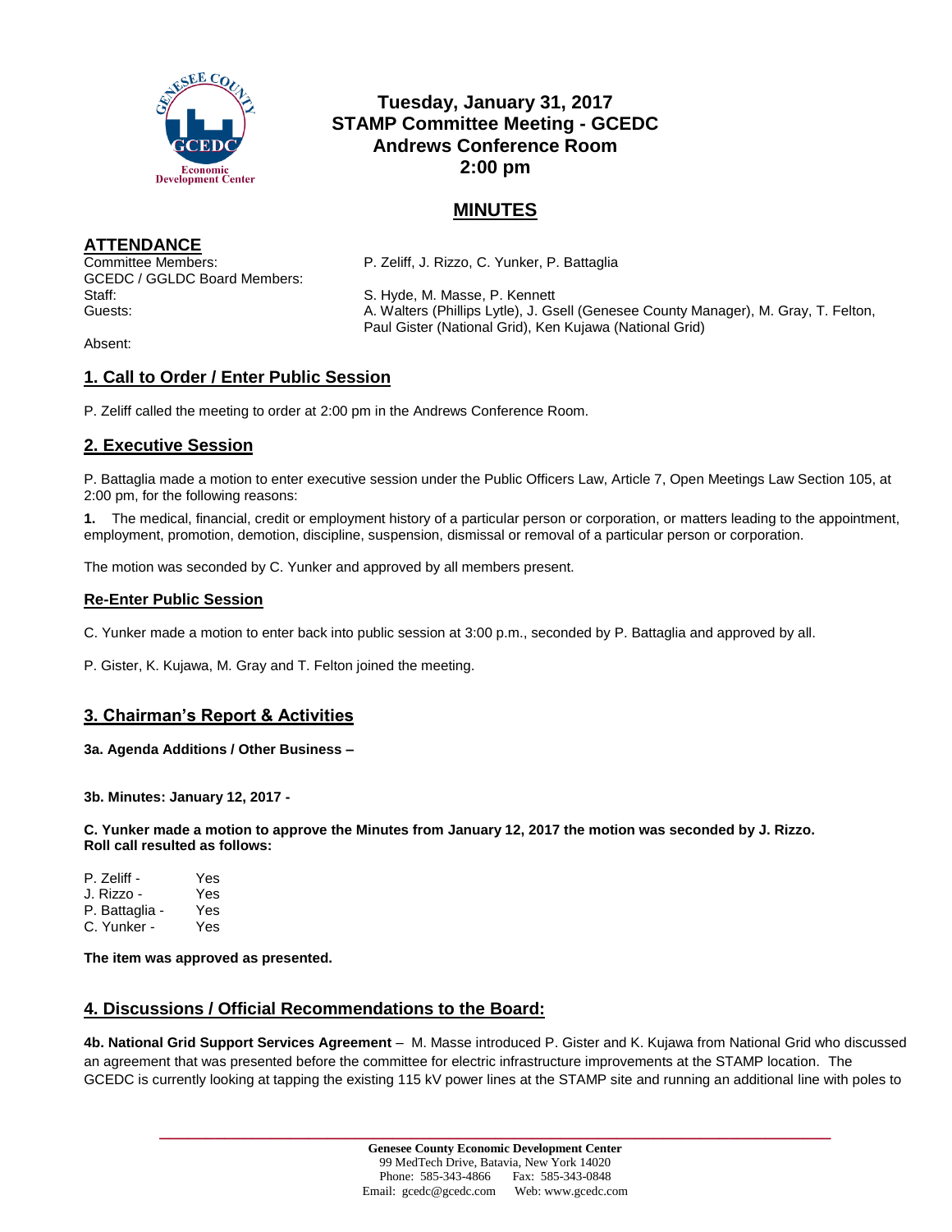# Tuesday, January 31, 2017
# STAMP Committee Meeting - GCEDC
# Andrews Conference Room
# 2:00 pm

## MINUTES

### ATTENDANCE

Committee Members: P. Zeliff, J. Rizzo, C. Yunker, P. Battaglia
GCEDC / GGLDC Board Members:
Staff: S. Hyde, M. Masse, P. Kennett
Guests: A. Walters (Phillips Lytle), J. Gsell (Genesee County Manager), M. Gray, T. Felton, Paul Gister (National Grid), Ken Kujawa (National Grid)
Absent:

### 1. Call to Order / Enter Public Session

P. Zeliff called the meeting to order at 2:00 pm in the Andrews Conference Room.

### 2. Executive Session

P. Battaglia made a motion to enter executive session under the Public Officers Law, Article 7, Open Meetings Law Section 105, at 2:00 pm, for the following reasons:

**1.** The medical, financial, credit or employment history of a particular person or corporation, or matters leading to the appointment, employment, promotion, demotion, discipline, suspension, dismissal or removal of a particular person or corporation.

The motion was seconded by C. Yunker and approved by all members present.

#### Re-Enter Public Session

C. Yunker made a motion to enter back into public session at 3:00 p.m., seconded by P. Battaglia and approved by all.

P. Gister, K. Kujawa, M. Gray and T. Felton joined the meeting.

### 3. Chairman's Report & Activities

**3a. Agenda Additions / Other Business –**

**3b. Minutes: January 12, 2017 -**

**C. Yunker made a motion to approve the Minutes from January 12, 2017 the motion was seconded by J. Rizzo. Roll call resulted as follows:**

P. Zeliff - Yes
J. Rizzo - Yes
P. Battaglia - Yes
C. Yunker - Yes

**The item was approved as presented.**

### 4. Discussions / Official Recommendations to the Board:

**4b. National Grid Support Services Agreement** – M. Masse introduced P. Gister and K. Kujawa from National Grid who discussed an agreement that was presented before the committee for electric infrastructure improvements at the STAMP location. The GCEDC is currently looking at tapping the existing 115 kV power lines at the STAMP site and running an additional line with poles to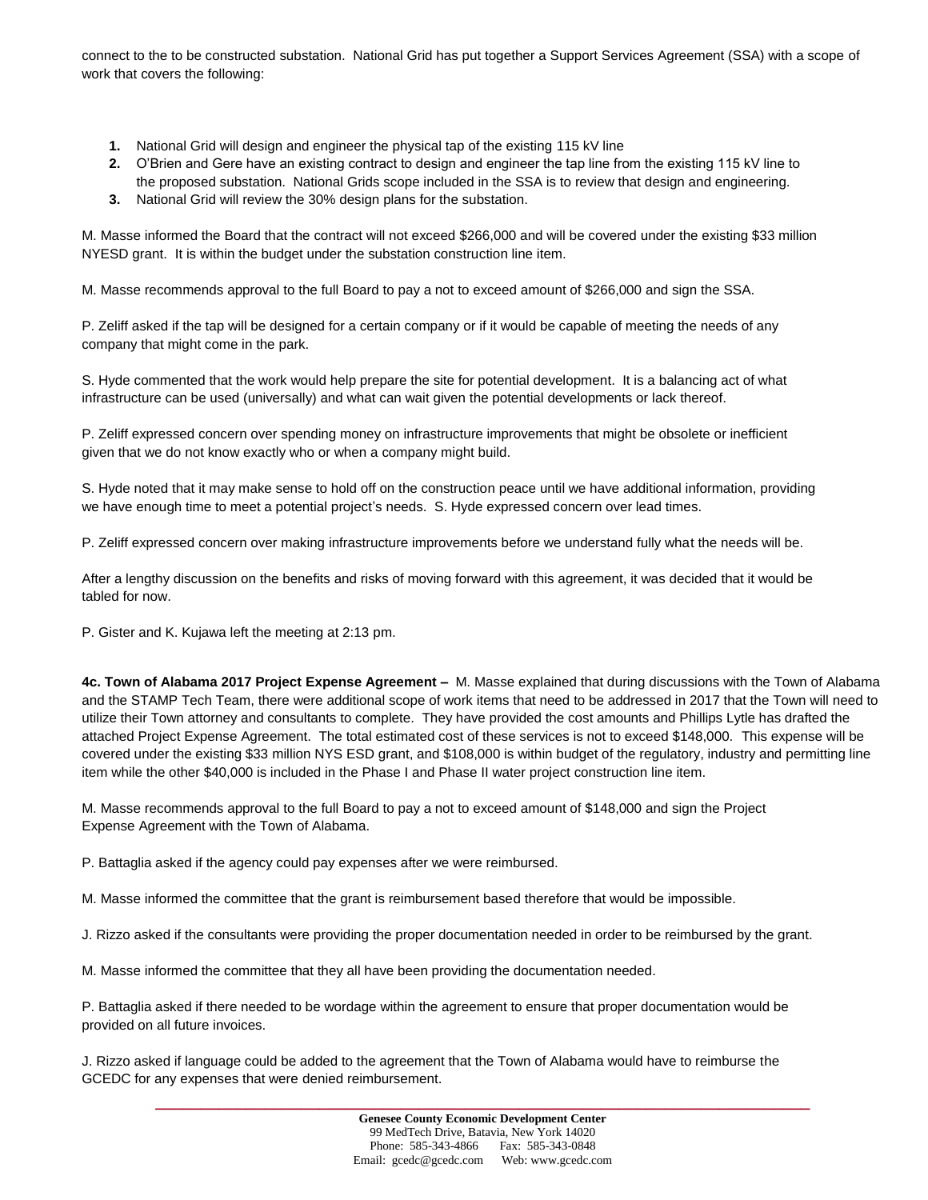connect to the to be constructed substation. National Grid has put together a Support Services Agreement (SSA) with a scope of work that covers the following:

1. National Grid will design and engineer the physical tap of the existing 115 kV line
2. O'Brien and Gere have an existing contract to design and engineer the tap line from the existing 115 kV line to the proposed substation. National Grids scope included in the SSA is to review that design and engineering.
3. National Grid will review the 30% design plans for the substation.

M. Masse informed the Board that the contract will not exceed $266,000 and will be covered under the existing $33 million NYESD grant. It is within the budget under the substation construction line item.

M. Masse recommends approval to the full Board to pay a not to exceed amount of $266,000 and sign the SSA.

P. Zeliff asked if the tap will be designed for a certain company or if it would be capable of meeting the needs of any company that might come in the park.

S. Hyde commented that the work would help prepare the site for potential development. It is a balancing act of what infrastructure can be used (universally) and what can wait given the potential developments or lack thereof.

P. Zeliff expressed concern over spending money on infrastructure improvements that might be obsolete or inefficient given that we do not know exactly who or when a company might build.

S. Hyde noted that it may make sense to hold off on the construction peace until we have additional information, providing we have enough time to meet a potential project's needs. S. Hyde expressed concern over lead times.

P. Zeliff expressed concern over making infrastructure improvements before we understand fully what the needs will be.

After a lengthy discussion on the benefits and risks of moving forward with this agreement, it was decided that it would be tabled for now.

P. Gister and K. Kujawa left the meeting at 2:13 pm.

**4c. Town of Alabama 2017 Project Expense Agreement –** M. Masse explained that during discussions with the Town of Alabama and the STAMP Tech Team, there were additional scope of work items that need to be addressed in 2017 that the Town will need to utilize their Town attorney and consultants to complete. They have provided the cost amounts and Phillips Lytle has drafted the attached Project Expense Agreement. The total estimated cost of these services is not to exceed $148,000. This expense will be covered under the existing $33 million NYS ESD grant, and $108,000 is within budget of the regulatory, industry and permitting line item while the other $40,000 is included in the Phase I and Phase II water project construction line item.

M. Masse recommends approval to the full Board to pay a not to exceed amount of $148,000 and sign the Project Expense Agreement with the Town of Alabama.

P. Battaglia asked if the agency could pay expenses after we were reimbursed.

M. Masse informed the committee that the grant is reimbursement based therefore that would be impossible.

J. Rizzo asked if the consultants were providing the proper documentation needed in order to be reimbursed by the grant.

M. Masse informed the committee that they all have been providing the documentation needed.

P. Battaglia asked if there needed to be wordage within the agreement to ensure that proper documentation would be provided on all future invoices.

J. Rizzo asked if language could be added to the agreement that the Town of Alabama would have to reimburse the GCEDC for any expenses that were denied reimbursement.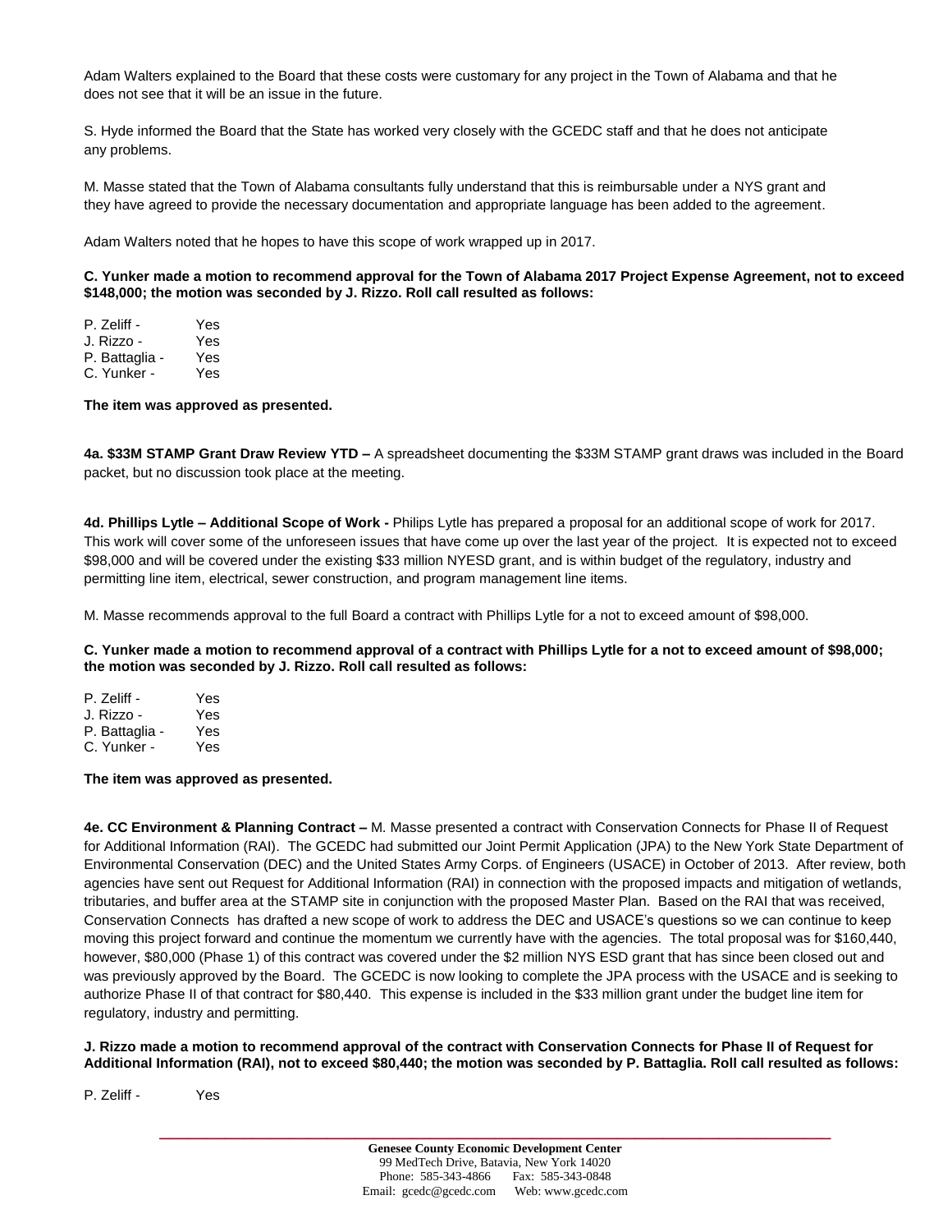Adam Walters explained to the Board that these costs were customary for any project in the Town of Alabama and that he does not see that it will be an issue in the future.

S. Hyde informed the Board that the State has worked very closely with the GCEDC staff and that he does not anticipate any problems.

M. Masse stated that the Town of Alabama consultants fully understand that this is reimbursable under a NYS grant and they have agreed to provide the necessary documentation and appropriate language has been added to the agreement.

Adam Walters noted that he hopes to have this scope of work wrapped up in 2017.

**C. Yunker made a motion to recommend approval for the Town of Alabama 2017 Project Expense Agreement, not to exceed $148,000; the motion was seconded by J. Rizzo. Roll call resulted as follows:**

P. Zeliff - Yes
J. Rizzo - Yes
P. Battaglia - Yes
C. Yunker - Yes

**The item was approved as presented.**

**4a. $33M STAMP Grant Draw Review YTD –** A spreadsheet documenting the $33M STAMP grant draws was included in the Board packet, but no discussion took place at the meeting.

**4d. Phillips Lytle – Additional Scope of Work -** Philips Lytle has prepared a proposal for an additional scope of work for 2017. This work will cover some of the unforeseen issues that have come up over the last year of the project. It is expected not to exceed $98,000 and will be covered under the existing $33 million NYESD grant, and is within budget of the regulatory, industry and permitting line item, electrical, sewer construction, and program management line items.

M. Masse recommends approval to the full Board a contract with Phillips Lytle for a not to exceed amount of $98,000.

**C. Yunker made a motion to recommend approval of a contract with Phillips Lytle for a not to exceed amount of $98,000; the motion was seconded by J. Rizzo. Roll call resulted as follows:**

P. Zeliff - Yes
J. Rizzo - Yes
P. Battaglia - Yes
C. Yunker - Yes

**The item was approved as presented.**

**4e. CC Environment & Planning Contract –** M. Masse presented a contract with Conservation Connects for Phase II of Request for Additional Information (RAI). The GCEDC had submitted our Joint Permit Application (JPA) to the New York State Department of Environmental Conservation (DEC) and the United States Army Corps. of Engineers (USACE) in October of 2013. After review, both agencies have sent out Request for Additional Information (RAI) in connection with the proposed impacts and mitigation of wetlands, tributaries, and buffer area at the STAMP site in conjunction with the proposed Master Plan. Based on the RAI that was received, Conservation Connects has drafted a new scope of work to address the DEC and USACE's questions so we can continue to keep moving this project forward and continue the momentum we currently have with the agencies. The total proposal was for $160,440, however, $80,000 (Phase 1) of this contract was covered under the $2 million NYS ESD grant that has since been closed out and was previously approved by the Board. The GCEDC is now looking to complete the JPA process with the USACE and is seeking to authorize Phase II of that contract for $80,440. This expense is included in the $33 million grant under the budget line item for regulatory, industry and permitting.

**J. Rizzo made a motion to recommend approval of the contract with Conservation Connects for Phase II of Request for Additional Information (RAI), not to exceed $80,440; the motion was seconded by P. Battaglia. Roll call resulted as follows:**

P. Zeliff - Yes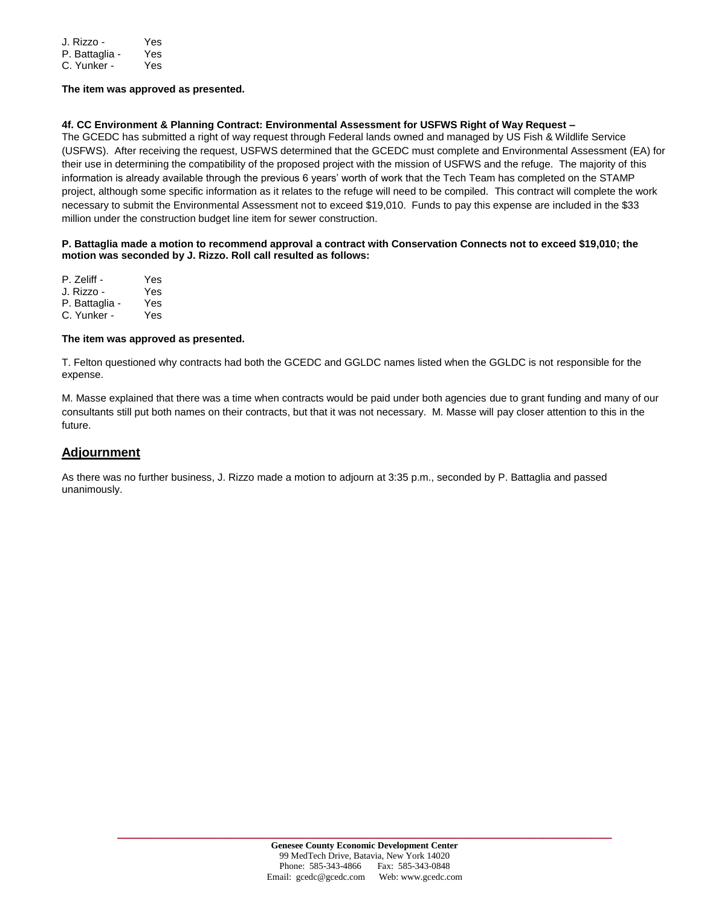J. Rizzo - Yes
P. Battaglia - Yes
C. Yunker - Yes

**The item was approved as presented.**

**4f. CC Environment & Planning Contract: Environmental Assessment for USFWS Right of Way Request –**
The GCEDC has submitted a right of way request through Federal lands owned and managed by US Fish & Wildlife Service (USFWS). After receiving the request, USFWS determined that the GCEDC must complete and Environmental Assessment (EA) for their use in determining the compatibility of the proposed project with the mission of USFWS and the refuge. The majority of this information is already available through the previous 6 years' worth of work that the Tech Team has completed on the STAMP project, although some specific information as it relates to the refuge will need to be compiled. This contract will complete the work necessary to submit the Environmental Assessment not to exceed $19,010. Funds to pay this expense are included in the $33 million under the construction budget line item for sewer construction.

**P. Battaglia made a motion to recommend approval a contract with Conservation Connects not to exceed $19,010; the motion was seconded by J. Rizzo. Roll call resulted as follows:**

P. Zeliff - Yes
J. Rizzo - Yes
P. Battaglia - Yes
C. Yunker - Yes

**The item was approved as presented.**

T. Felton questioned why contracts had both the GCEDC and GGLDC names listed when the GGLDC is not responsible for the expense.

M. Masse explained that there was a time when contracts would be paid under both agencies due to grant funding and many of our consultants still put both names on their contracts, but that it was not necessary. M. Masse will pay closer attention to this in the future.

## Adjournment

As there was no further business, J. Rizzo made a motion to adjourn at 3:35 p.m., seconded by P. Battaglia and passed unanimously.